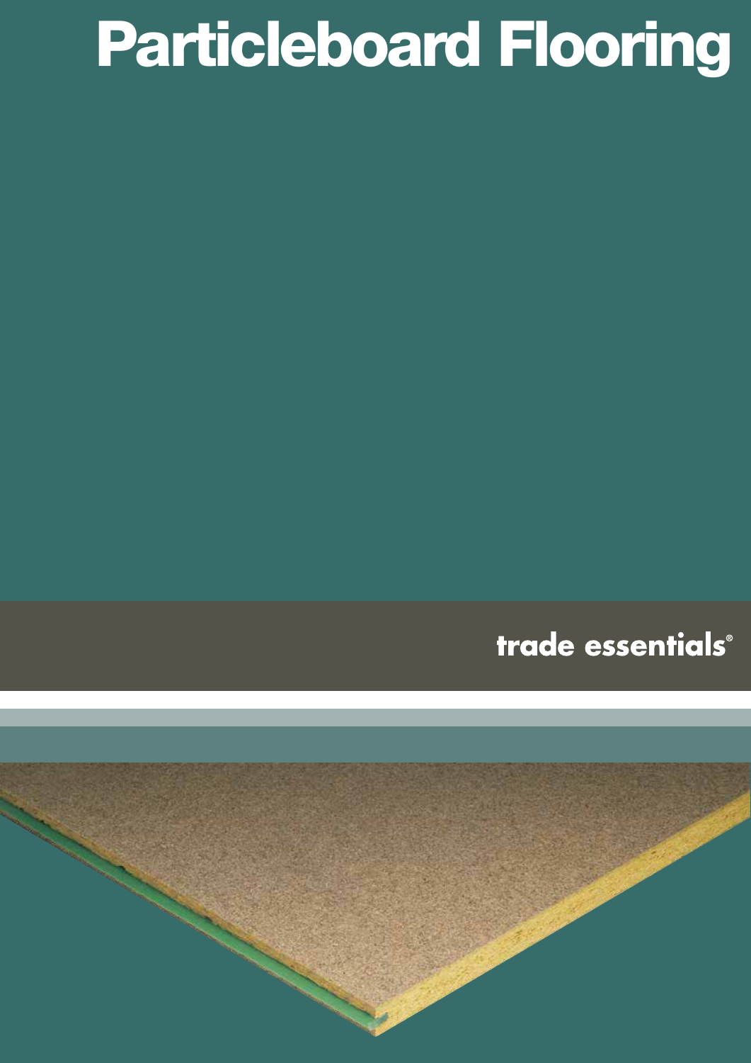# Particleboard Flooring

trade essentials®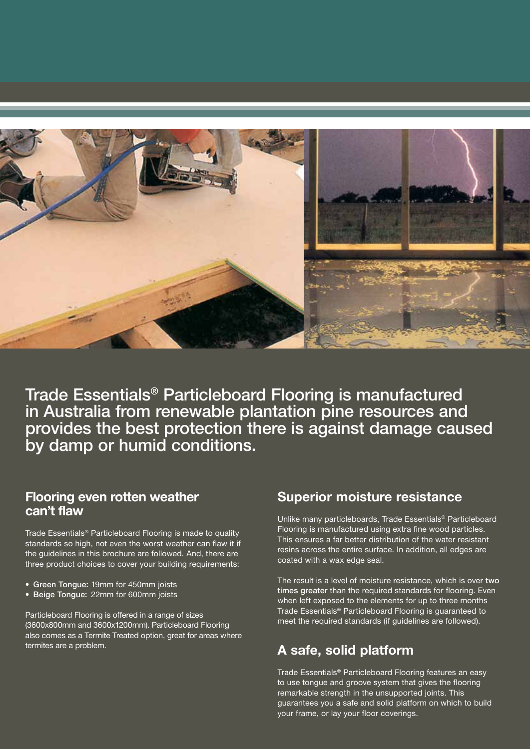## Trade Essentials® Particleboard Flooring is manufactured in Australia from renewable plantation pine resources and provides the best protection there is against damage caused by damp or humid conditions.

### Flooring even rotten weather can't flaw

Trade Essentials® Particleboard Flooring is made to quality standards so high, not even the worst weather can flaw it if the guidelines in this brochure are followed. And, there are three product choices to cover your building requirements:

- **Green Tongue:** 19mm for 450mm joists
- **Beige Tongue:** 22mm for 600mm joists

Particleboard Flooring is offered in a range of sizes (3600x800mm and 3600x1200mm). Particleboard Flooring also comes as a Termite Treated option, great for areas where termites are a problem.

### Superior moisture resistance

Unlike many particleboards, Trade Essentials® Particleboard Flooring is manufactured using extra fine wood particles. This ensures a far better distribution of the water resistant resins across the entire surface. In addition, all edges are coated with a wax edge seal.

The result is a level of moisture resistance, which is over **two times greater** than the required standards for flooring. Even when left exposed to the elements for up to three months Trade Essentials® Particleboard Flooring is guaranteed to meet the required standards (if guidelines are followed).

### A safe, solid platform

Trade Essentials® Particleboard Flooring features an easy to use tongue and groove system that gives the flooring remarkable strength in the unsupported joints. This guarantees you a safe and solid platform on which to build your frame, or lay your floor coverings.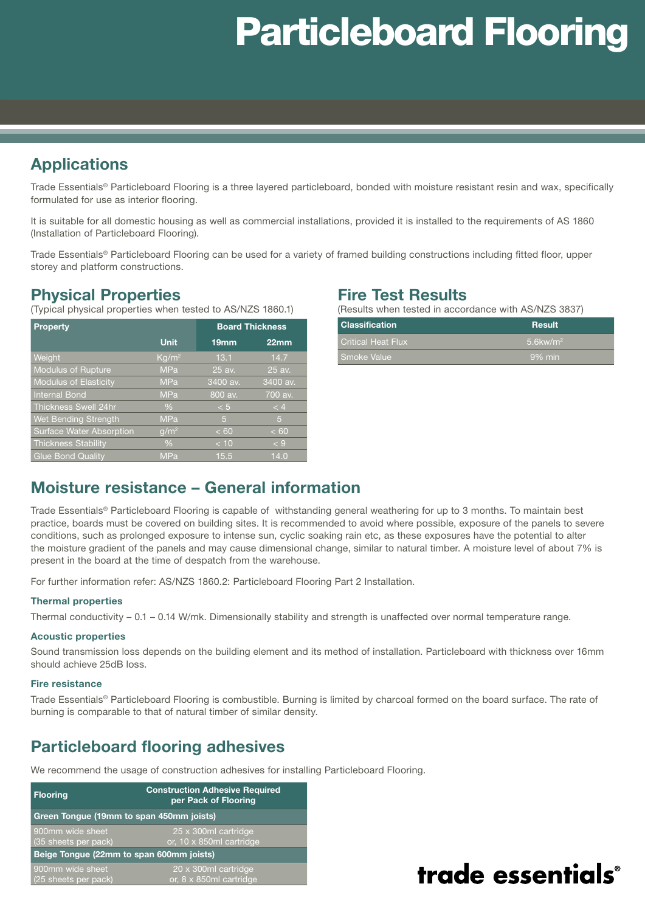# Particleboard Flooring

## Applications

Trade Essentials® Particleboard Flooring is a three layered particleboard, bonded with moisture resistant resin and wax, specifically formulated for use as interior flooring.

It is suitable for all domestic housing as well as commercial installations, provided it is installed to the requirements of AS 1860 (Installation of Particleboard Flooring).

Trade Essentials® Particleboard Flooring can be used for a variety of framed building constructions including fitted floor, upper storey and platform constructions.

## Physical Properties

(Typical physical properties when tested to AS/NZS 1860.1)

| Property | Unit | Board Thickness 19mm | Board Thickness 22mm |
|---|---|---|---|
| Weight | Kg/m² | 13.1 | 14.7 |
| Modulus of Rupture | MPa | 25 av. | 25 av. |
| Modulus of Elasticity | MPa | 3400 av. | 3400 av. |
| Internal Bond | MPa | 800 av. | 700 av. |
| Thickness Swell 24hr | % | < 5 | < 4 |
| Wet Bending Strength | MPa | 5 | 5 |
| Surface Water Absorption | g/m² | < 60 | < 60 |
| Thickness Stability | % | < 10 | < 9 |
| Glue Bond Quality | MPa | 15.5 | 14.0 |

## Fire Test Results

(Results when tested in accordance with AS/NZS 3837)

| Classification | Result |
|---|---|
| Critical Heat Flux | 5.6kw/m² |
| Smoke Value | 9% min |

## Moisture resistance – General information

Trade Essentials® Particleboard Flooring is capable of withstanding general weathering for up to 3 months. To maintain best practice, boards must be covered on building sites. It is recommended to avoid where possible, exposure of the panels to severe conditions, such as prolonged exposure to intense sun, cyclic soaking rain etc, as these exposures have the potential to alter the moisture gradient of the panels and may cause dimensional change, similar to natural timber. A moisture level of about 7% is present in the board at the time of despatch from the warehouse.

For further information refer: AS/NZS 1860.2: Particleboard Flooring Part 2 Installation.

### Thermal properties

Thermal conductivity – 0.1 – 0.14 W/mk. Dimensionally stability and strength is unaffected over normal temperature range.

### Acoustic properties

Sound transmission loss depends on the building element and its method of installation. Particleboard with thickness over 16mm should achieve 25dB loss.

### Fire resistance

Trade Essentials® Particleboard Flooring is combustible. Burning is limited by charcoal formed on the board surface. The rate of burning is comparable to that of natural timber of similar density.

## Particleboard flooring adhesives

We recommend the usage of construction adhesives for installing Particleboard Flooring.

| Flooring | Construction Adhesive Required per Pack of Flooring |
|---|---|
| **Green Tongue (19mm to span 450mm joists)** | |
| 900mm wide sheet (35 sheets per pack) | 25 x 300ml cartridge or, 10 x 850ml cartridge |
| **Beige Tongue (22mm to span 600mm joists)** | |
| 900mm wide sheet (25 sheets per pack) | 20 x 300ml cartridge or, 8 x 850ml cartridge |

trade essentials®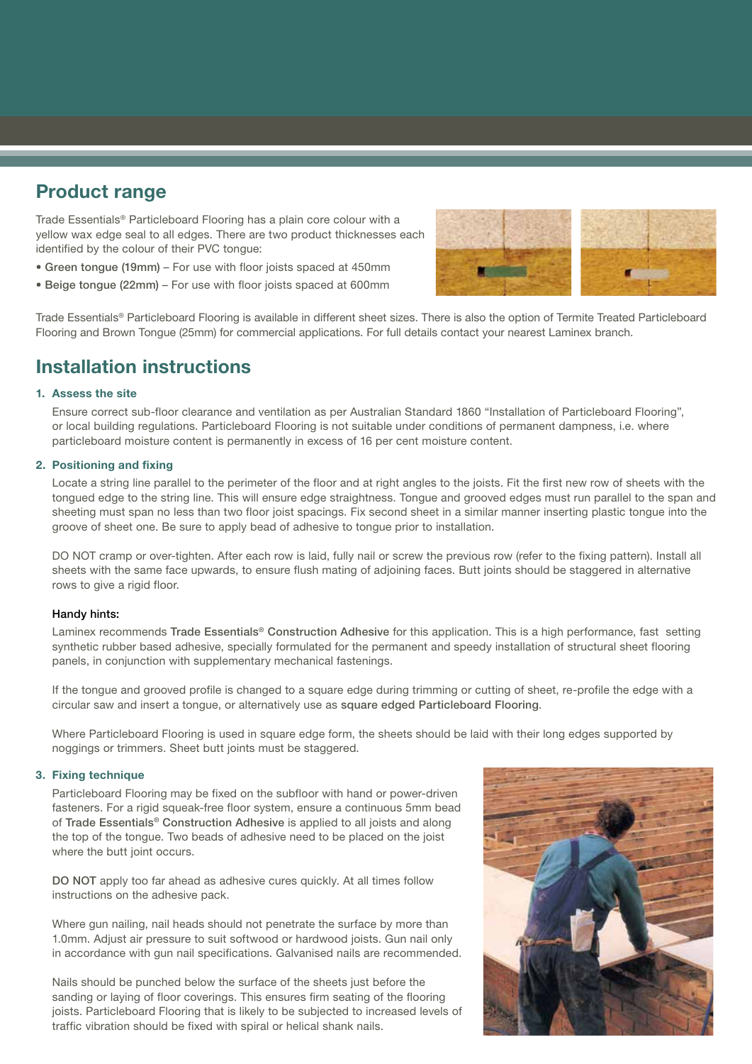## Product range

Trade Essentials® Particleboard Flooring has a plain core colour with a yellow wax edge seal to all edges. There are two product thicknesses each identified by the colour of their PVC tongue:

- **Green tongue (19mm)** – For use with floor joists spaced at 450mm
- **Beige tongue (22mm)** – For use with floor joists spaced at 600mm

Trade Essentials® Particleboard Flooring is available in different sheet sizes. There is also the option of Termite Treated Particleboard Flooring and Brown Tongue (25mm) for commercial applications. For full details contact your nearest Laminex branch.

## Installation instructions

### 1. Assess the site

Ensure correct sub-floor clearance and ventilation as per Australian Standard 1860 "Installation of Particleboard Flooring", or local building regulations. Particleboard Flooring is not suitable under conditions of permanent dampness, i.e. where particleboard moisture content is permanently in excess of 16 per cent moisture content.

### 2. Positioning and fixing

Locate a string line parallel to the perimeter of the floor and at right angles to the joists. Fit the first new row of sheets with the tongued edge to the string line. This will ensure edge straightness. Tongue and grooved edges must run parallel to the span and sheeting must span no less than two floor joist spacings. Fix second sheet in a similar manner inserting plastic tongue into the groove of sheet one. Be sure to apply bead of adhesive to tongue prior to installation.

DO NOT cramp or over-tighten. After each row is laid, fully nail or screw the previous row (refer to the fixing pattern). Install all sheets with the same face upwards, to ensure flush mating of adjoining faces. Butt joints should be staggered in alternative rows to give a rigid floor.

**Handy hints:**

Laminex recommends **Trade Essentials® Construction Adhesive** for this application. This is a high performance, fast setting synthetic rubber based adhesive, specially formulated for the permanent and speedy installation of structural sheet flooring panels, in conjunction with supplementary mechanical fastenings.

If the tongue and grooved profile is changed to a square edge during trimming or cutting of sheet, re-profile the edge with a circular saw and insert a tongue, or alternatively use as **square edged Particleboard Flooring**.

Where Particleboard Flooring is used in square edge form, the sheets should be laid with their long edges supported by noggings or trimmers. Sheet butt joints must be staggered.

### 3. Fixing technique

Particleboard Flooring may be fixed on the subfloor with hand or power-driven fasteners. For a rigid squeak-free floor system, ensure a continuous 5mm bead of **Trade Essentials® Construction Adhesive** is applied to all joists and along the top of the tongue. Two beads of adhesive need to be placed on the joist where the butt joint occurs.

**DO NOT** apply too far ahead as adhesive cures quickly. At all times follow instructions on the adhesive pack.

Where gun nailing, nail heads should not penetrate the surface by more than 1.0mm. Adjust air pressure to suit softwood or hardwood joists. Gun nail only in accordance with gun nail specifications. Galvanised nails are recommended.

Nails should be punched below the surface of the sheets just before the sanding or laying of floor coverings. This ensures firm seating of the flooring joists. Particleboard Flooring that is likely to be subjected to increased levels of traffic vibration should be fixed with spiral or helical shank nails.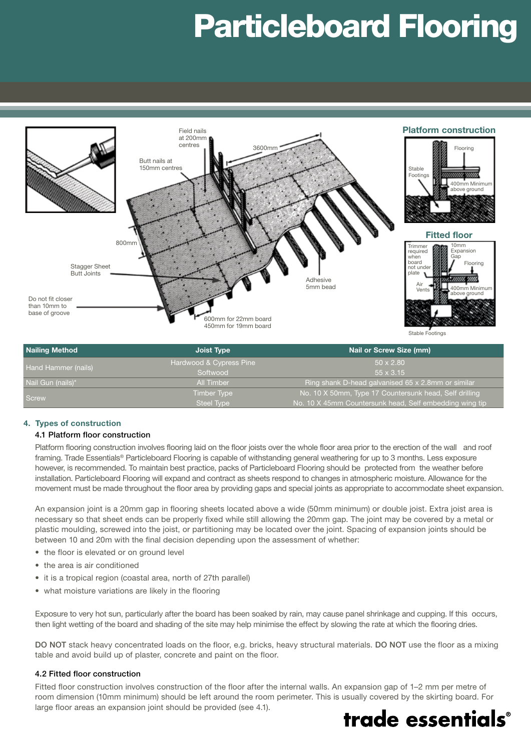# Particleboard Flooring

Field nails at 200mm centres

Butt nails at 150mm centres

3600mm

800mm

Stagger Sheet Butt Joints

Do not fit closer than 10mm to base of groove

Adhesive 5mm bead

600mm for 22mm board
450mm for 19mm board

**Platform construction**

Flooring

Stable Footings

400mm Minimum above ground

**Fitted floor**

Trimmer required when board not under plate

10mm Expansion Gap

Flooring

Air Vents

400mm Minimum above ground

Stable Footings

| Nailing Method | Joist Type | Nail or Screw Size (mm) |
|---|---|---|
| Hand Hammer (nails) | Hardwood & Cypress Pine | 50 x 2.80 |
| | Softwood | 55 x 3.15 |
| Nail Gun (nails)* | All Timber | Ring shank D-head galvanised 65 x 2.8mm or similar |
| Screw | Timber Type | No. 10 X 50mm, Type 17 Countersunk head, Self drilling |
| | Steel Type | No. 10 X 45mm Countersunk head, Self embedding wing tip |

## 4. Types of construction

### 4.1 Platform floor construction

Platform flooring construction involves flooring laid on the floor joists over the whole floor area prior to the erection of the wall and roof framing. Trade Essentials® Particleboard Flooring is capable of withstanding general weathering for up to 3 months. Less exposure however, is recommended. To maintain best practice, packs of Particleboard Flooring should be protected from the weather before installation. Particleboard Flooring will expand and contract as sheets respond to changes in atmospheric moisture. Allowance for the movement must be made throughout the floor area by providing gaps and special joints as appropriate to accommodate sheet expansion.

An expansion joint is a 20mm gap in flooring sheets located above a wide (50mm minimum) or double joist. Extra joist area is necessary so that sheet ends can be properly fixed while still allowing the 20mm gap. The joint may be covered by a metal or plastic moulding, screwed into the joist, or partitioning may be located over the joint. Spacing of expansion joints should be between 10 and 20m with the final decision depending upon the assessment of whether:

- the floor is elevated or on ground level
- the area is air conditioned
- it is a tropical region (coastal area, north of 27th parallel)
- what moisture variations are likely in the flooring

Exposure to very hot sun, particularly after the board has been soaked by rain, may cause panel shrinkage and cupping. If this occurs, then light wetting of the board and shading of the site may help minimise the effect by slowing the rate at which the flooring dries.

DO NOT stack heavy concentrated loads on the floor, e.g. bricks, heavy structural materials. DO NOT use the floor as a mixing table and avoid build up of plaster, concrete and paint on the floor.

### 4.2 Fitted floor construction

Fitted floor construction involves construction of the floor after the internal walls. An expansion gap of 1–2 mm per metre of room dimension (10mm minimum) should be left around the room perimeter. This is usually covered by the skirting board. For large floor areas an expansion joint should be provided (see 4.1).

trade essentials®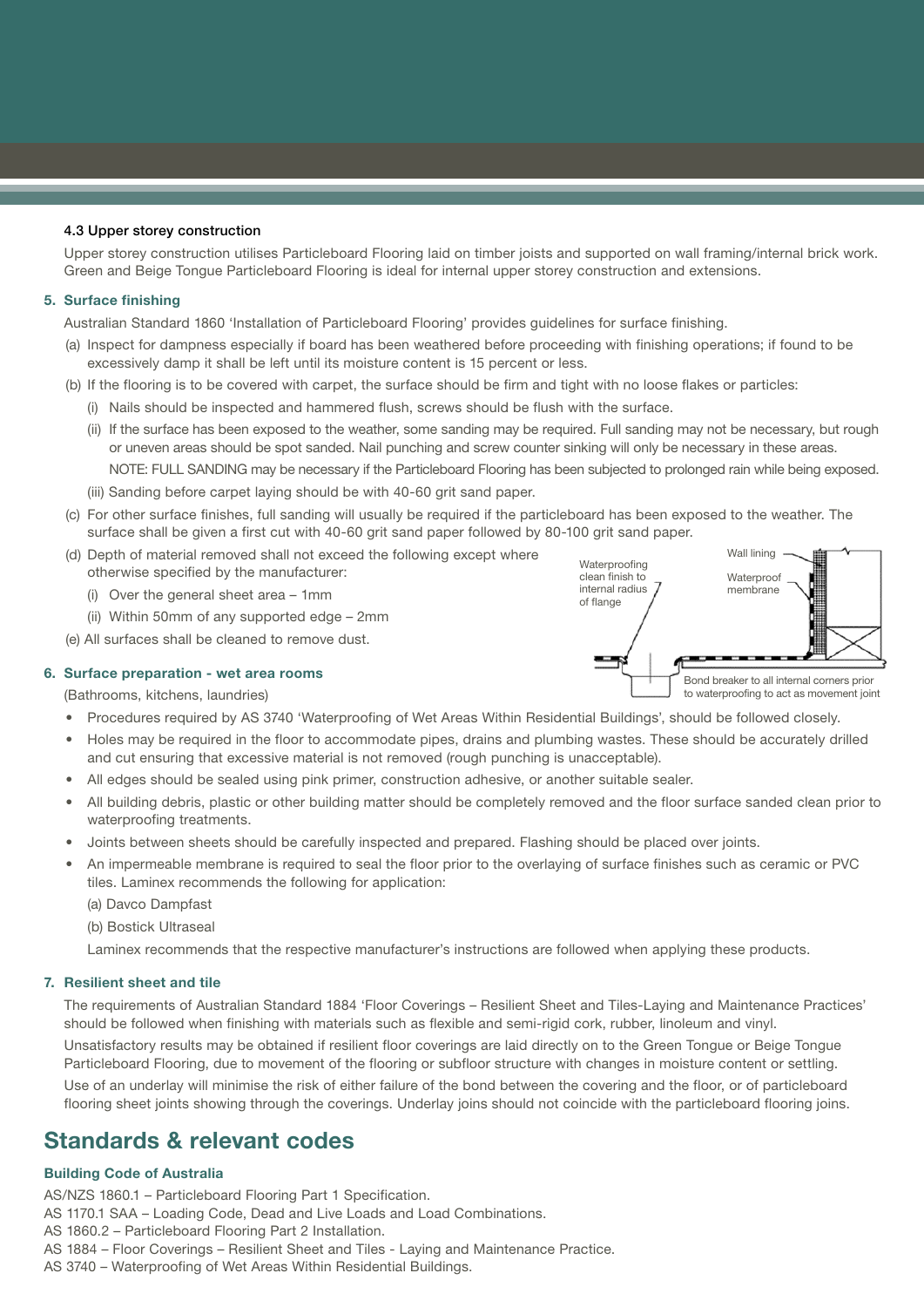#### 4.3 Upper storey construction

Upper storey construction utilises Particleboard Flooring laid on timber joists and supported on wall framing/internal brick work. Green and Beige Tongue Particleboard Flooring is ideal for internal upper storey construction and extensions.

### 5. Surface finishing

Australian Standard 1860 'Installation of Particleboard Flooring' provides guidelines for surface finishing.

(a) Inspect for dampness especially if board has been weathered before proceeding with finishing operations; if found to be excessively damp it shall be left until its moisture content is 15 percent or less.

(b) If the flooring is to be covered with carpet, the surface should be firm and tight with no loose flakes or particles:

(i) Nails should be inspected and hammered flush, screws should be flush with the surface.

(ii) If the surface has been exposed to the weather, some sanding may be required. Full sanding may not be necessary, but rough or uneven areas should be spot sanded. Nail punching and screw counter sinking will only be necessary in these areas.

NOTE: FULL SANDING may be necessary if the Particleboard Flooring has been subjected to prolonged rain while being exposed.

(iii) Sanding before carpet laying should be with 40-60 grit sand paper.

(c) For other surface finishes, full sanding will usually be required if the particleboard has been exposed to the weather. The surface shall be given a first cut with 40-60 grit sand paper followed by 80-100 grit sand paper.

(d) Depth of material removed shall not exceed the following except where otherwise specified by the manufacturer:

(i) Over the general sheet area – 1mm

(ii) Within 50mm of any supported edge – 2mm

(e) All surfaces shall be cleaned to remove dust.

Waterproofing clean finish to internal radius of flange

Wall lining

Waterproof membrane

Bond breaker to all internal corners prior to waterproofing to act as movement joint

### 6. Surface preparation - wet area rooms

(Bathrooms, kitchens, laundries)

- Procedures required by AS 3740 'Waterproofing of Wet Areas Within Residential Buildings', should be followed closely.
- Holes may be required in the floor to accommodate pipes, drains and plumbing wastes. These should be accurately drilled and cut ensuring that excessive material is not removed (rough punching is unacceptable).
- All edges should be sealed using pink primer, construction adhesive, or another suitable sealer.
- All building debris, plastic or other building matter should be completely removed and the floor surface sanded clean prior to waterproofing treatments.
- Joints between sheets should be carefully inspected and prepared. Flashing should be placed over joints.
- An impermeable membrane is required to seal the floor prior to the overlaying of surface finishes such as ceramic or PVC tiles. Laminex recommends the following for application:

  (a) Davco Dampfast

  (b) Bostick Ultraseal

  Laminex recommends that the respective manufacturer's instructions are followed when applying these products.

### 7. Resilient sheet and tile

The requirements of Australian Standard 1884 'Floor Coverings – Resilient Sheet and Tiles-Laying and Maintenance Practices' should be followed when finishing with materials such as flexible and semi-rigid cork, rubber, linoleum and vinyl.

Unsatisfactory results may be obtained if resilient floor coverings are laid directly on to the Green Tongue or Beige Tongue Particleboard Flooring, due to movement of the flooring or subfloor structure with changes in moisture content or settling.

Use of an underlay will minimise the risk of either failure of the bond between the covering and the floor, or of particleboard flooring sheet joints showing through the coverings. Underlay joins should not coincide with the particleboard flooring joins.

## Standards & relevant codes

#### Building Code of Australia

AS/NZS 1860.1 – Particleboard Flooring Part 1 Specification.  
AS 1170.1 SAA – Loading Code, Dead and Live Loads and Load Combinations.  
AS 1860.2 – Particleboard Flooring Part 2 Installation.  
AS 1884 – Floor Coverings – Resilient Sheet and Tiles - Laying and Maintenance Practice.  
AS 3740 – Waterproofing of Wet Areas Within Residential Buildings.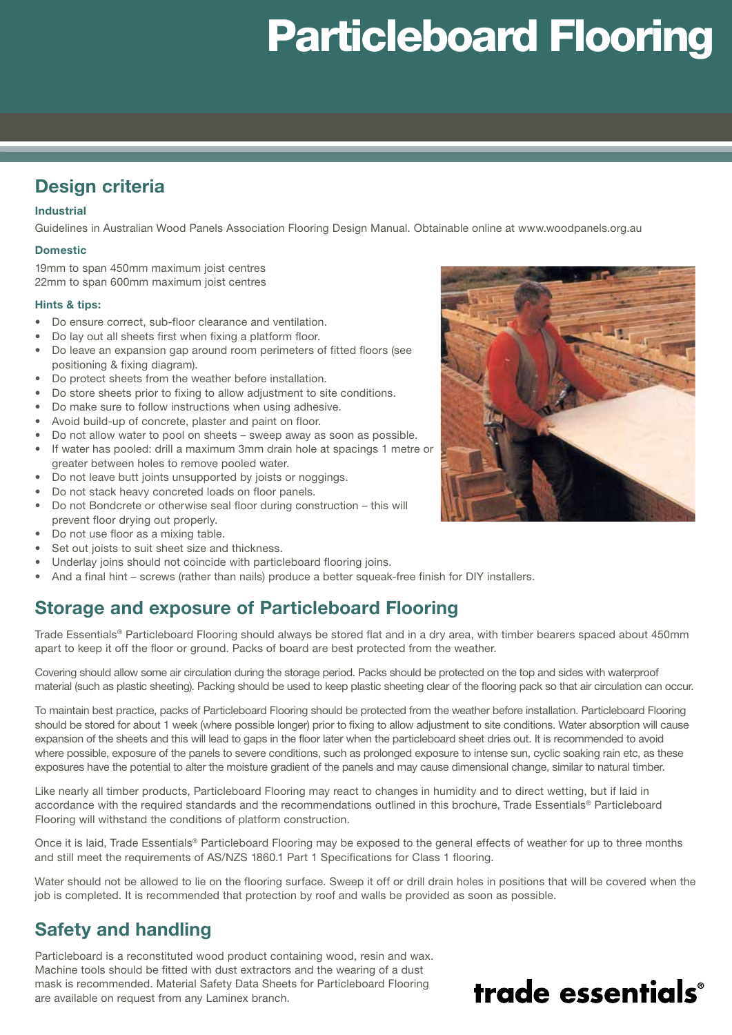# Particleboard Flooring

## Design criteria

### Industrial

Guidelines in Australian Wood Panels Association Flooring Design Manual. Obtainable online at www.woodpanels.org.au

### Domestic

19mm to span 450mm maximum joist centres
22mm to span 600mm maximum joist centres

### Hints & tips:

- Do ensure correct, sub-floor clearance and ventilation.
- Do lay out all sheets first when fixing a platform floor.
- Do leave an expansion gap around room perimeters of fitted floors (see positioning & fixing diagram).
- Do protect sheets from the weather before installation.
- Do store sheets prior to fixing to allow adjustment to site conditions.
- Do make sure to follow instructions when using adhesive.
- Avoid build-up of concrete, plaster and paint on floor.
- Do not allow water to pool on sheets – sweep away as soon as possible.
- If water has pooled: drill a maximum 3mm drain hole at spacings 1 metre or greater between holes to remove pooled water.
- Do not leave butt joints unsupported by joists or noggings.
- Do not stack heavy concreted loads on floor panels.
- Do not Bondcrete or otherwise seal floor during construction – this will prevent floor drying out properly.
- Do not use floor as a mixing table.
- Set out joists to suit sheet size and thickness.
- Underlay joins should not coincide with particleboard flooring joins.
- And a final hint – screws (rather than nails) produce a better squeak-free finish for DIY installers.

## Storage and exposure of Particleboard Flooring

Trade Essentials® Particleboard Flooring should always be stored flat and in a dry area, with timber bearers spaced about 450mm apart to keep it off the floor or ground. Packs of board are best protected from the weather.

Covering should allow some air circulation during the storage period. Packs should be protected on the top and sides with waterproof material (such as plastic sheeting). Packing should be used to keep plastic sheeting clear of the flooring pack so that air circulation can occur.

To maintain best practice, packs of Particleboard Flooring should be protected from the weather before installation. Particleboard Flooring should be stored for about 1 week (where possible longer) prior to fixing to allow adjustment to site conditions. Water absorption will cause expansion of the sheets and this will lead to gaps in the floor later when the particleboard sheet dries out. It is recommended to avoid where possible, exposure of the panels to severe conditions, such as prolonged exposure to intense sun, cyclic soaking rain etc, as these exposures have the potential to alter the moisture gradient of the panels and may cause dimensional change, similar to natural timber.

Like nearly all timber products, Particleboard Flooring may react to changes in humidity and to direct wetting, but if laid in accordance with the required standards and the recommendations outlined in this brochure, Trade Essentials® Particleboard Flooring will withstand the conditions of platform construction.

Once it is laid, Trade Essentials® Particleboard Flooring may be exposed to the general effects of weather for up to three months and still meet the requirements of AS/NZS 1860.1 Part 1 Specifications for Class 1 flooring.

Water should not be allowed to lie on the flooring surface. Sweep it off or drill drain holes in positions that will be covered when the job is completed. It is recommended that protection by roof and walls be provided as soon as possible.

## Safety and handling

Particleboard is a reconstituted wood product containing wood, resin and wax. Machine tools should be fitted with dust extractors and the wearing of a dust mask is recommended. Material Safety Data Sheets for Particleboard Flooring are available on request from any Laminex branch.

trade essentials®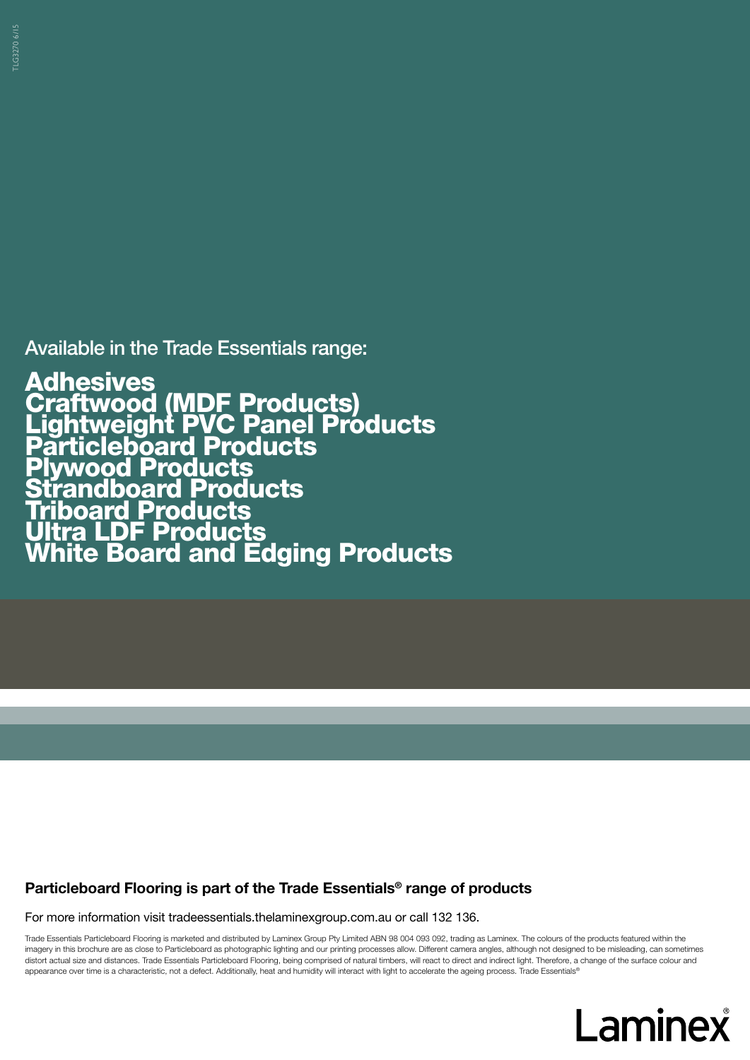Available in the Trade Essentials range:

**Adhesives**
**Craftwood (MDF Products)**
**Lightweight PVC Panel Products**
**Particleboard Products**
**Plywood Products**
**Strandboard Products**
**Triboard Products**
**Ultra LDF Products**
**White Board and Edging Products**

**Particleboard Flooring is part of the Trade Essentials® range of products**

For more information visit tradeessentials.thelaminexgroup.com.au or call 132 136.

Trade Essentials Particleboard Flooring is marketed and distributed by Laminex Group Pty Limited ABN 98 004 093 092, trading as Laminex. The colours of the products featured within the imagery in this brochure are as close to Particleboard as photographic lighting and our printing processes allow. Different camera angles, although not designed to be misleading, can sometimes distort actual size and distances. Trade Essentials Particleboard Flooring, being comprised of natural timbers, will react to direct and indirect light. Therefore, a change of the surface colour and appearance over time is a characteristic, not a defect. Additionally, heat and humidity will interact with light to accelerate the ageing process. Trade Essentials®

Laminex®

TLG3270 6/15